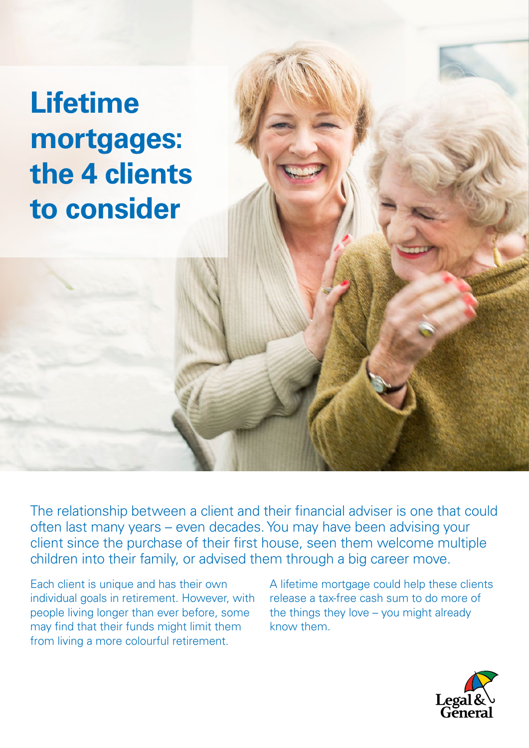# Lifetime mortgages: the 4 clients to consider

The relationship between a client and their financial adviser is one that could often last many years – even decades. You may have been advising your client since the purchase of their first house, seen them welcome multiple children into their family, or advised them through a big career move.

Each client is unique and has their own individual goals in retirement. However, with people living longer than ever before, some may find that their funds might limit them from living a more colourful retirement.

A lifetime mortgage could help these clients release a tax-free cash sum to do more of the things they love – you might already know them.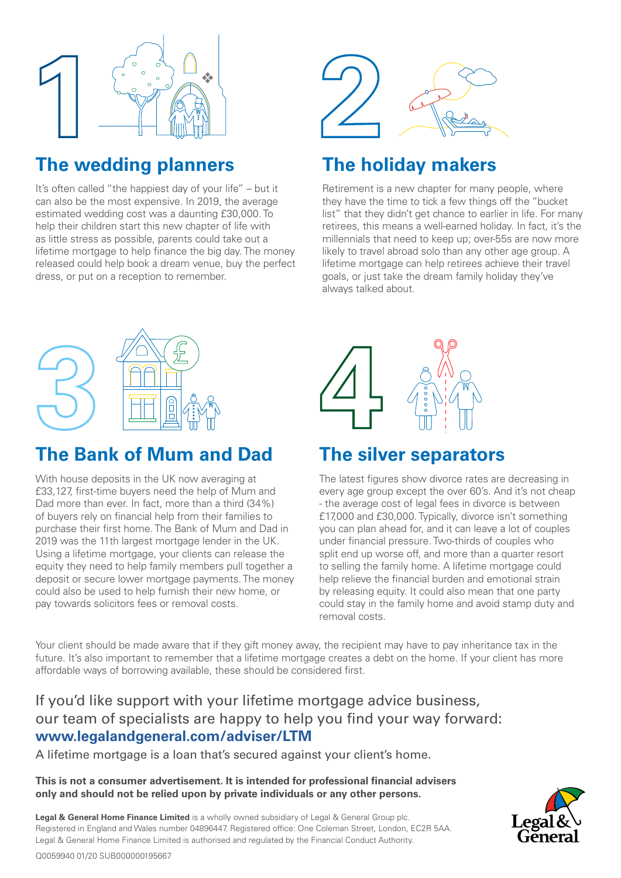## The wedding planners

It's often called "the happiest day of your life" – but it can also be the most expensive. In 2019, the average estimated wedding cost was a daunting £30,000. To help their children start this new chapter of life with as little stress as possible, parents could take out a lifetime mortgage to help finance the big day. The money released could help book a dream venue, buy the perfect dress, or put on a reception to remember.

## The holiday makers

Retirement is a new chapter for many people, where they have the time to tick a few things off the "bucket list" that they didn't get chance to earlier in life. For many retirees, this means a well-earned holiday. In fact, it's the millennials that need to keep up; over-55s are now more likely to travel abroad solo than any other age group. A lifetime mortgage can help retirees achieve their travel goals, or just take the dream family holiday they've always talked about.

## The Bank of Mum and Dad

With house deposits in the UK now averaging at £33,127, first-time buyers need the help of Mum and Dad more than ever. In fact, more than a third (34%) of buyers rely on financial help from their families to purchase their first home. The Bank of Mum and Dad in 2019 was the 11th largest mortgage lender in the UK. Using a lifetime mortgage, your clients can release the equity they need to help family members pull together a deposit or secure lower mortgage payments. The money could also be used to help furnish their new home, or pay towards solicitors fees or removal costs.

## The silver separators

The latest figures show divorce rates are decreasing in every age group except the over 60's. And it's not cheap - the average cost of legal fees in divorce is between £17,000 and £30,000. Typically, divorce isn't something you can plan ahead for, and it can leave a lot of couples under financial pressure. Two-thirds of couples who split end up worse off, and more than a quarter resort to selling the family home. A lifetime mortgage could help relieve the financial burden and emotional strain by releasing equity. It could also mean that one party could stay in the family home and avoid stamp duty and removal costs.

Your client should be made aware that if they gift money away, the recipient may have to pay inheritance tax in the future. It's also important to remember that a lifetime mortgage creates a debt on the home. If your client has more affordable ways of borrowing available, these should be considered first.

If you'd like support with your lifetime mortgage advice business, our team of specialists are happy to help you find your way forward:
**www.legalandgeneral.com/adviser/LTM**

A lifetime mortgage is a loan that's secured against your client's home.

**This is not a consumer advertisement. It is intended for professional financial advisers only and should not be relied upon by private individuals or any other persons.**

**Legal & General Home Finance Limited** is a wholly owned subsidiary of Legal & General Group plc. Registered in England and Wales number 04896447. Registered office: One Coleman Street, London, EC2R 5AA. Legal & General Home Finance Limited is authorised and regulated by the Financial Conduct Authority.

Q0059940 01/20 SUB000000195667